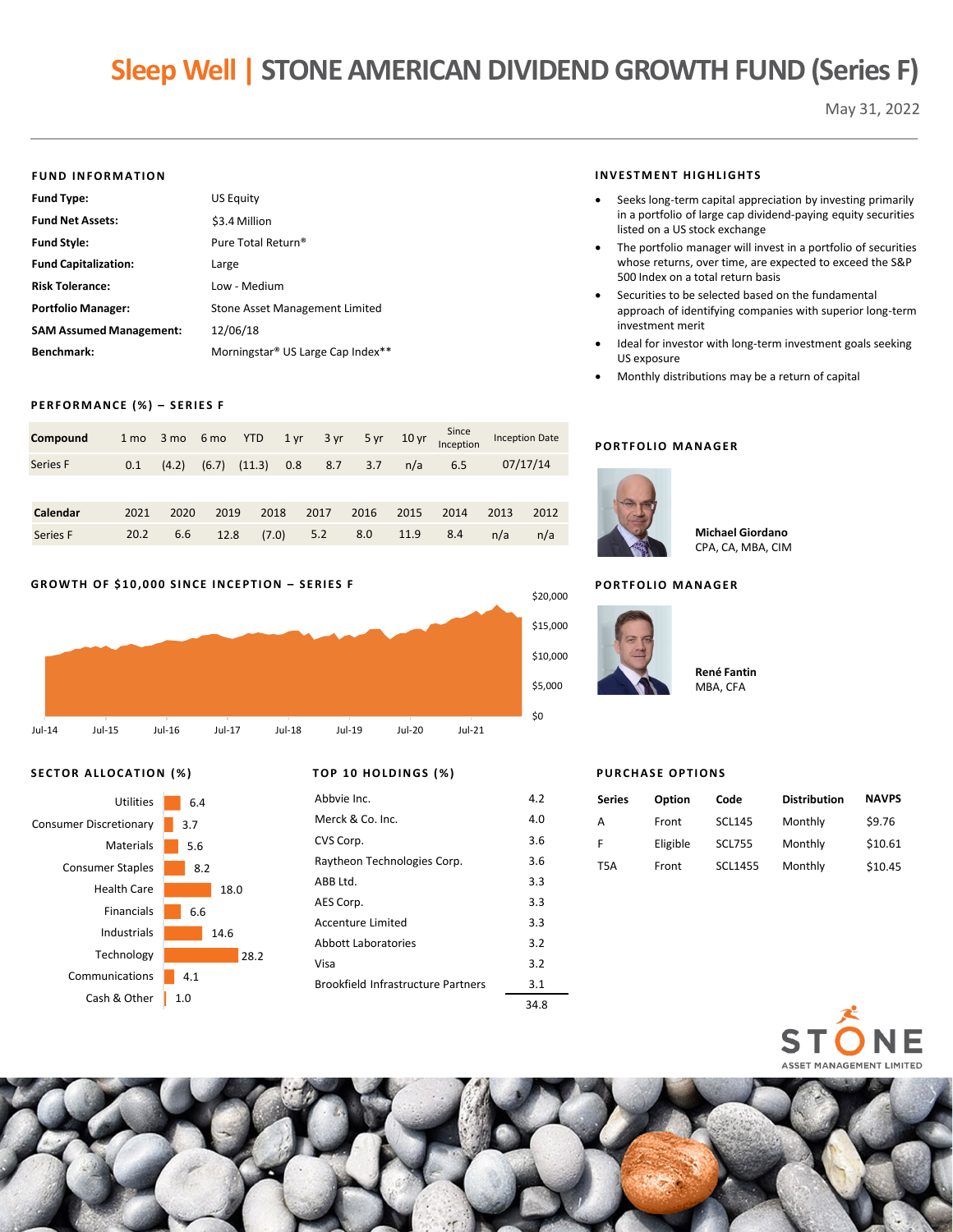# Sleep Well | STONE AMERICAN DIVIDEND GROWTH FUND (Series F)

May 31, 2022

## FUND INFORMATION

| | |
|---|---|
| **Fund Type:** | US Equity |
| **Fund Net Assets:** | $3.4 Million |
| **Fund Style:** | Pure Total Return® |
| **Fund Capitalization:** | Large |
| **Risk Tolerance:** | Low - Medium |
| **Portfolio Manager:** | Stone Asset Management Limited |
| **SAM Assumed Management:** | 12/06/18 |
| **Benchmark:** | Morningstar® US Large Cap Index** |

## INVESTMENT HIGHLIGHTS

- Seeks long-term capital appreciation by investing primarily in a portfolio of large cap dividend-paying equity securities listed on a US stock exchange
- The portfolio manager will invest in a portfolio of securities whose returns, over time, are expected to exceed the S&P 500 Index on a total return basis
- Securities to be selected based on the fundamental approach of identifying companies with superior long-term investment merit
- Ideal for investor with long-term investment goals seeking US exposure
- Monthly distributions may be a return of capital

## PERFORMANCE (%) – SERIES F

| Compound | 1 mo | 3 mo | 6 mo | YTD | 1 yr | 3 yr | 5 yr | 10 yr | Since Inception | Inception Date |
|---|---|---|---|---|---|---|---|---|---|---|
| Series F | 0.1 | (4.2) | (6.7) | (11.3) | 0.8 | 8.7 | 3.7 | n/a | 6.5 | 07/17/14 |

| Calendar | 2021 | 2020 | 2019 | 2018 | 2017 | 2016 | 2015 | 2014 | 2013 | 2012 |
|---|---|---|---|---|---|---|---|---|---|---|
| Series F | 20.2 | 6.6 | 12.8 | (7.0) | 5.2 | 8.0 | 11.9 | 8.4 | n/a | n/a |

## PORTFOLIO MANAGER

**Michael Giordano**
CPA, CA, MBA, CIM

## PORTFOLIO MANAGER

**René Fantin**
MBA, CFA

## GROWTH OF $10,000 SINCE INCEPTION – SERIES F

## SECTOR ALLOCATION (%)

| Sector | % |
|---|---|
| Utilities | 6.4 |
| Consumer Discretionary | 3.7 |
| Materials | 5.6 |
| Consumer Staples | 8.2 |
| Health Care | 18.0 |
| Financials | 6.6 |
| Industrials | 14.6 |
| Technology | 28.2 |
| Communications | 4.1 |
| Cash & Other | 1.0 |

## TOP 10 HOLDINGS (%)

| Holding | % |
|---|---|
| Abbvie Inc. | 4.2 |
| Merck & Co. Inc. | 4.0 |
| CVS Corp. | 3.6 |
| Raytheon Technologies Corp. | 3.6 |
| ABB Ltd. | 3.3 |
| AES Corp. | 3.3 |
| Accenture Limited | 3.3 |
| Abbott Laboratories | 3.2 |
| Visa | 3.2 |
| Brookfield Infrastructure Partners | 3.1 |
| | 34.8 |

## PURCHASE OPTIONS

| Series | Option | Code | Distribution | NAVPS |
|---|---|---|---|---|
| A | Front | SCL145 | Monthly | $9.76 |
| F | Eligible | SCL755 | Monthly | $10.61 |
| T5A | Front | SCL1455 | Monthly | $10.45 |

STONE ASSET MANAGEMENT LIMITED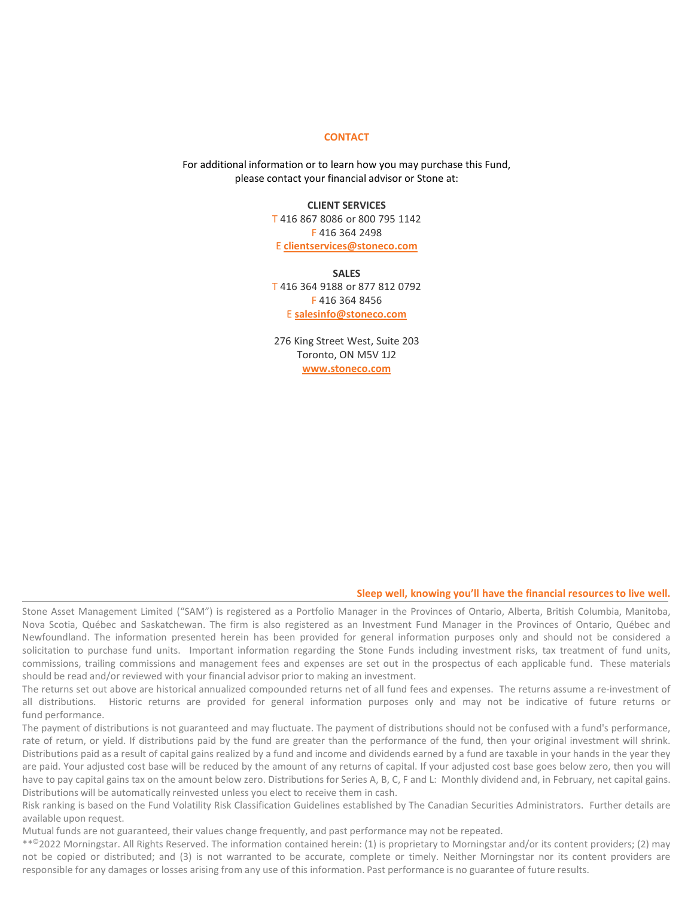## CONTACT

For additional information or to learn how you may purchase this Fund, please contact your financial advisor or Stone at:

**CLIENT SERVICES**
T 416 867 8086 or 800 795 1142
F 416 364 2498
E **clientservices@stoneco.com**

**SALES**
T 416 364 9188 or 877 812 0792
F 416 364 8456
E **salesinfo@stoneco.com**

276 King Street West, Suite 203
Toronto, ON M5V 1J2
**www.stoneco.com**

**Sleep well, knowing you'll have the financial resources to live well.**

Stone Asset Management Limited ("SAM") is registered as a Portfolio Manager in the Provinces of Ontario, Alberta, British Columbia, Manitoba, Nova Scotia, Québec and Saskatchewan. The firm is also registered as an Investment Fund Manager in the Provinces of Ontario, Québec and Newfoundland. The information presented herein has been provided for general information purposes only and should not be considered a solicitation to purchase fund units. Important information regarding the Stone Funds including investment risks, tax treatment of fund units, commissions, trailing commissions and management fees and expenses are set out in the prospectus of each applicable fund. These materials should be read and/or reviewed with your financial advisor prior to making an investment.

The returns set out above are historical annualized compounded returns net of all fund fees and expenses. The returns assume a re-investment of all distributions. Historic returns are provided for general information purposes only and may not be indicative of future returns or fund performance.

The payment of distributions is not guaranteed and may fluctuate. The payment of distributions should not be confused with a fund's performance, rate of return, or yield. If distributions paid by the fund are greater than the performance of the fund, then your original investment will shrink. Distributions paid as a result of capital gains realized by a fund and income and dividends earned by a fund are taxable in your hands in the year they are paid. Your adjusted cost base will be reduced by the amount of any returns of capital. If your adjusted cost base goes below zero, then you will have to pay capital gains tax on the amount below zero. Distributions for Series A, B, C, F and L: Monthly dividend and, in February, net capital gains. Distributions will be automatically reinvested unless you elect to receive them in cash.

Risk ranking is based on the Fund Volatility Risk Classification Guidelines established by The Canadian Securities Administrators. Further details are available upon request.

Mutual funds are not guaranteed, their values change frequently, and past performance may not be repeated.

**©2022 Morningstar. All Rights Reserved. The information contained herein: (1) is proprietary to Morningstar and/or its content providers; (2) may not be copied or distributed; and (3) is not warranted to be accurate, complete or timely. Neither Morningstar nor its content providers are responsible for any damages or losses arising from any use of this information. Past performance is no guarantee of future results.